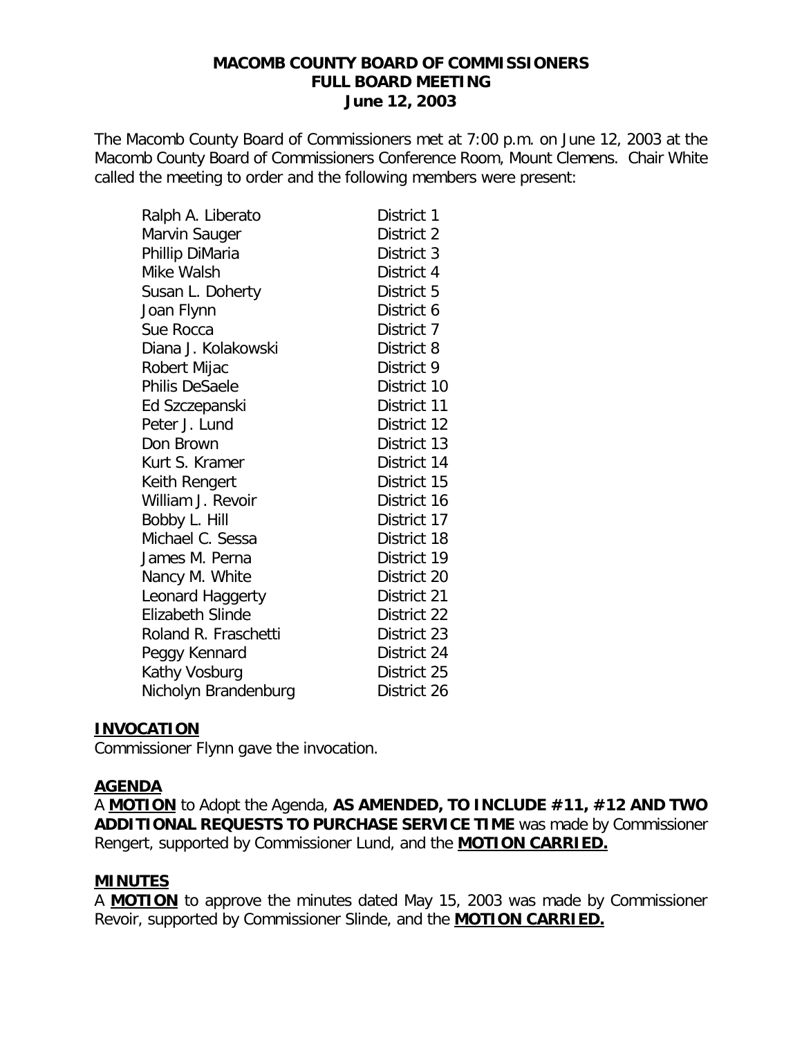# MACOMB COUNTY BOARD OF COMMISSIONERS
## FULL BOARD MEETING
### June 12, 2003

The Macomb County Board of Commissioners met at 7:00 p.m. on June 12, 2003 at the Macomb County Board of Commissioners Conference Room, Mount Clemens. Chair White called the meeting to order and the following members were present:

| | |
|---|---|
| Ralph A. Liberato | District 1 |
| Marvin Sauger | District 2 |
| Phillip DiMaria | District 3 |
| Mike Walsh | District 4 |
| Susan L. Doherty | District 5 |
| Joan Flynn | District 6 |
| Sue Rocca | District 7 |
| Diana J. Kolakowski | District 8 |
| Robert Mijac | District 9 |
| Philis DeSaele | District 10 |
| Ed Szczepanski | District 11 |
| Peter J. Lund | District 12 |
| Don Brown | District 13 |
| Kurt S. Kramer | District 14 |
| Keith Rengert | District 15 |
| William J. Revoir | District 16 |
| Bobby L. Hill | District 17 |
| Michael C. Sessa | District 18 |
| James M. Perna | District 19 |
| Nancy M. White | District 20 |
| Leonard Haggerty | District 21 |
| Elizabeth Slinde | District 22 |
| Roland R. Fraschetti | District 23 |
| Peggy Kennard | District 24 |
| Kathy Vosburg | District 25 |
| Nicholyn Brandenburg | District 26 |

**INVOCATION**

Commissioner Flynn gave the invocation.

**AGENDA**

A **MOTION** to Adopt the Agenda, **AS AMENDED, TO INCLUDE #11, #12 AND TWO ADDITIONAL REQUESTS TO PURCHASE SERVICE TIME** was made by Commissioner Rengert, supported by Commissioner Lund, and the **MOTION CARRIED.**

**MINUTES**

A **MOTION** to approve the minutes dated May 15, 2003 was made by Commissioner Revoir, supported by Commissioner Slinde, and the **MOTION CARRIED.**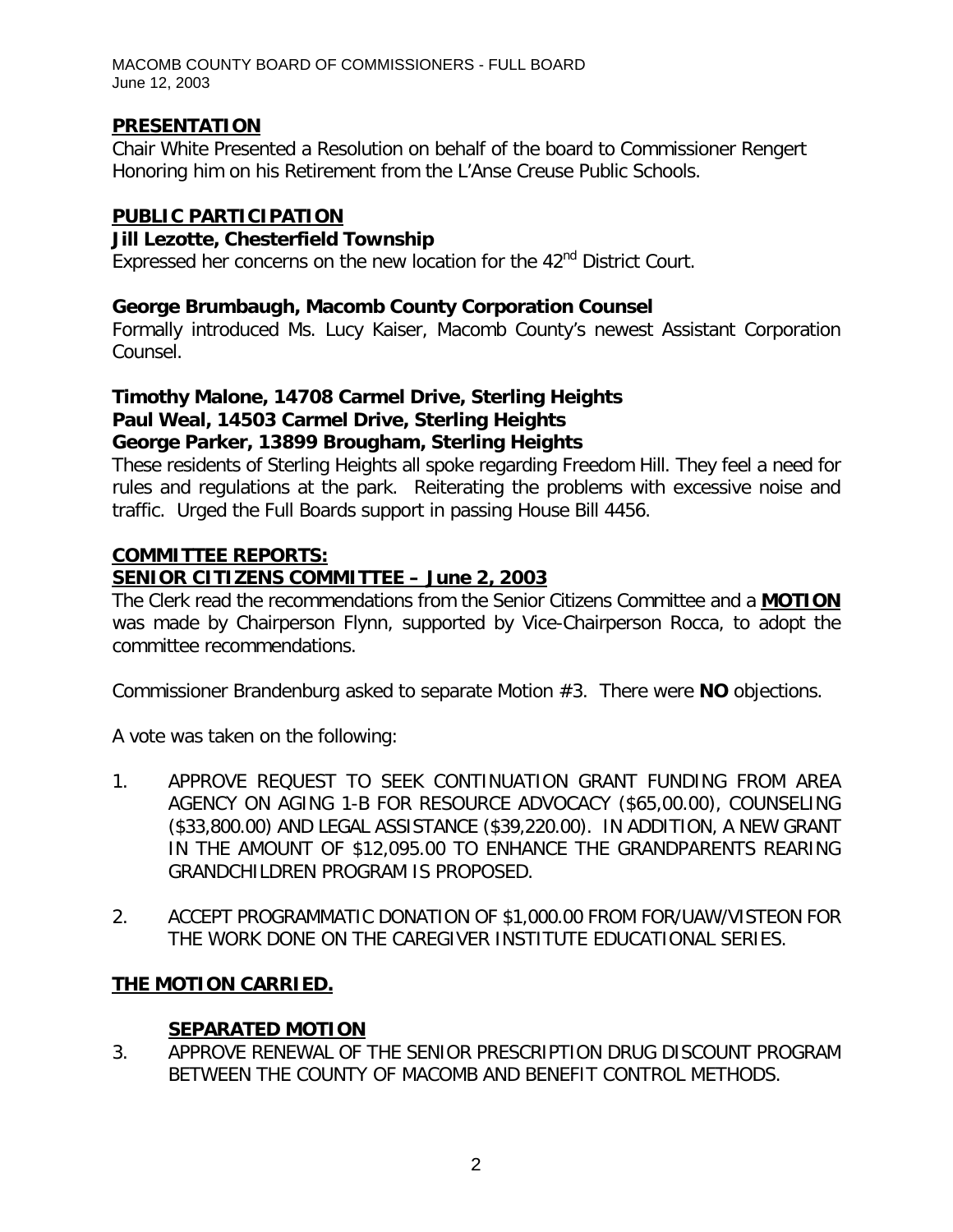## PRESENTATION

Chair White Presented a Resolution on behalf of the board to Commissioner Rengert Honoring him on his Retirement from the L'Anse Creuse Public Schools.

## PUBLIC PARTICIPATION

**Jill Lezotte, Chesterfield Township**

Expressed her concerns on the new location for the 42nd District Court.

**George Brumbaugh, Macomb County Corporation Counsel**

Formally introduced Ms. Lucy Kaiser, Macomb County's newest Assistant Corporation Counsel.

**Timothy Malone, 14708 Carmel Drive, Sterling Heights**
**Paul Weal, 14503 Carmel Drive, Sterling Heights**
**George Parker, 13899 Brougham, Sterling Heights**

These residents of Sterling Heights all spoke regarding Freedom Hill. They feel a need for rules and regulations at the park. Reiterating the problems with excessive noise and traffic. Urged the Full Boards support in passing House Bill 4456.

## COMMITTEE REPORTS:

### SENIOR CITIZENS COMMITTEE – June 2, 2003

The Clerk read the recommendations from the Senior Citizens Committee and a **MOTION** was made by Chairperson Flynn, supported by Vice-Chairperson Rocca, to adopt the committee recommendations.

Commissioner Brandenburg asked to separate Motion #3. There were **NO** objections.

A vote was taken on the following:

1. APPROVE REQUEST TO SEEK CONTINUATION GRANT FUNDING FROM AREA AGENCY ON AGING 1-B FOR RESOURCE ADVOCACY ($65,00.00), COUNSELING ($33,800.00) AND LEGAL ASSISTANCE ($39,220.00). IN ADDITION, A NEW GRANT IN THE AMOUNT OF $12,095.00 TO ENHANCE THE GRANDPARENTS REARING GRANDCHILDREN PROGRAM IS PROPOSED.

2. ACCEPT PROGRAMMATIC DONATION OF $1,000.00 FROM FOR/UAW/VISTEON FOR THE WORK DONE ON THE CAREGIVER INSTITUTE EDUCATIONAL SERIES.

**THE MOTION CARRIED.**

**SEPARATED MOTION**

3. APPROVE RENEWAL OF THE SENIOR PRESCRIPTION DRUG DISCOUNT PROGRAM BETWEEN THE COUNTY OF MACOMB AND BENEFIT CONTROL METHODS.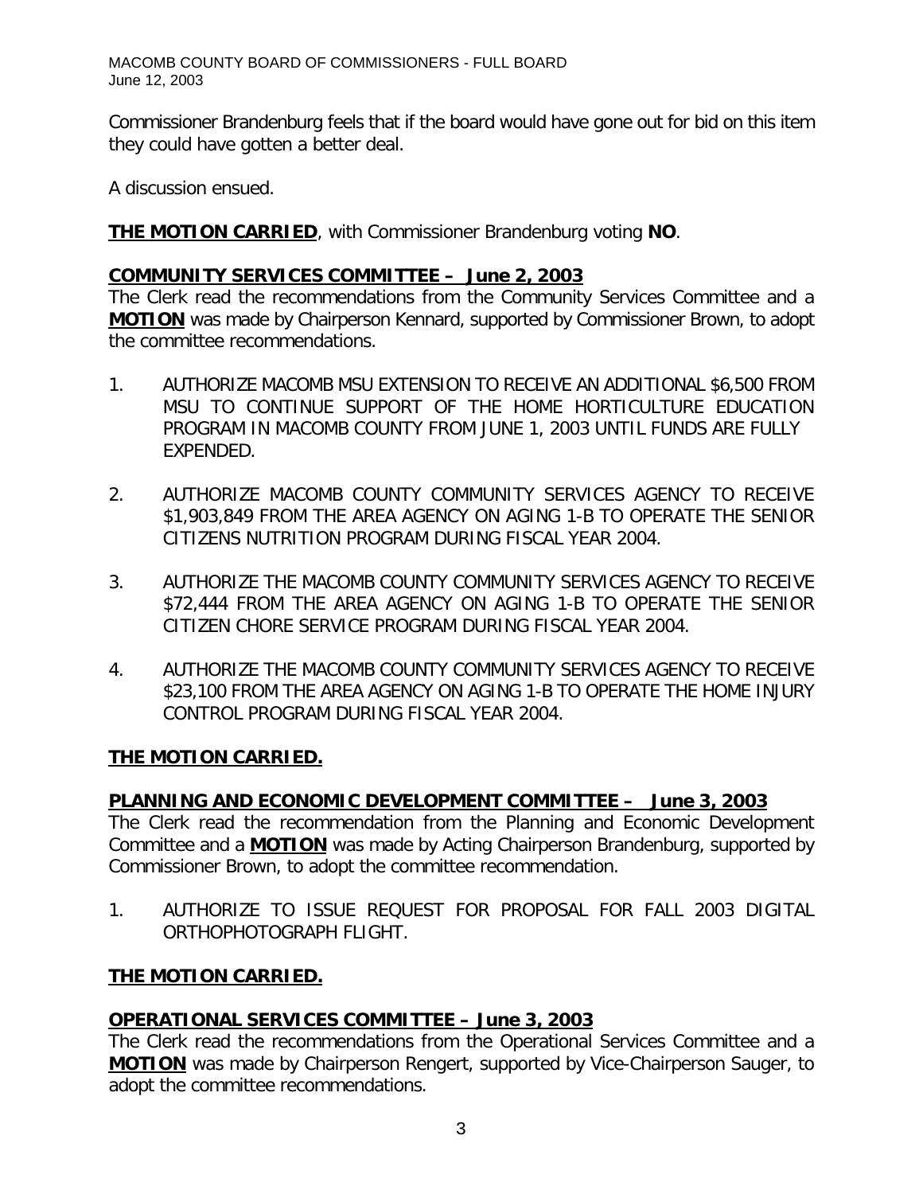Commissioner Brandenburg feels that if the board would have gone out for bid on this item they could have gotten a better deal.

A discussion ensued.

**THE MOTION CARRIED**, with Commissioner Brandenburg voting **NO**.

**COMMUNITY SERVICES COMMITTEE – June 2, 2003**

The Clerk read the recommendations from the Community Services Committee and a **MOTION** was made by Chairperson Kennard, supported by Commissioner Brown, to adopt the committee recommendations.

1. AUTHORIZE MACOMB MSU EXTENSION TO RECEIVE AN ADDITIONAL $6,500 FROM MSU TO CONTINUE SUPPORT OF THE HOME HORTICULTURE EDUCATION PROGRAM IN MACOMB COUNTY FROM JUNE 1, 2003 UNTIL FUNDS ARE FULLY EXPENDED.

2. AUTHORIZE MACOMB COUNTY COMMUNITY SERVICES AGENCY TO RECEIVE $1,903,849 FROM THE AREA AGENCY ON AGING 1-B TO OPERATE THE SENIOR CITIZENS NUTRITION PROGRAM DURING FISCAL YEAR 2004.

3. AUTHORIZE THE MACOMB COUNTY COMMUNITY SERVICES AGENCY TO RECEIVE $72,444 FROM THE AREA AGENCY ON AGING 1-B TO OPERATE THE SENIOR CITIZEN CHORE SERVICE PROGRAM DURING FISCAL YEAR 2004.

4. AUTHORIZE THE MACOMB COUNTY COMMUNITY SERVICES AGENCY TO RECEIVE $23,100 FROM THE AREA AGENCY ON AGING 1-B TO OPERATE THE HOME INJURY CONTROL PROGRAM DURING FISCAL YEAR 2004.

**THE MOTION CARRIED.**

**PLANNING AND ECONOMIC DEVELOPMENT COMMITTEE – June 3, 2003**

The Clerk read the recommendation from the Planning and Economic Development Committee and a **MOTION** was made by Acting Chairperson Brandenburg, supported by Commissioner Brown, to adopt the committee recommendation.

1. AUTHORIZE TO ISSUE REQUEST FOR PROPOSAL FOR FALL 2003 DIGITAL ORTHOPHOTOGRAPH FLIGHT.

**THE MOTION CARRIED.**

**OPERATIONAL SERVICES COMMITTEE – June 3, 2003**

The Clerk read the recommendations from the Operational Services Committee and a **MOTION** was made by Chairperson Rengert, supported by Vice-Chairperson Sauger, to adopt the committee recommendations.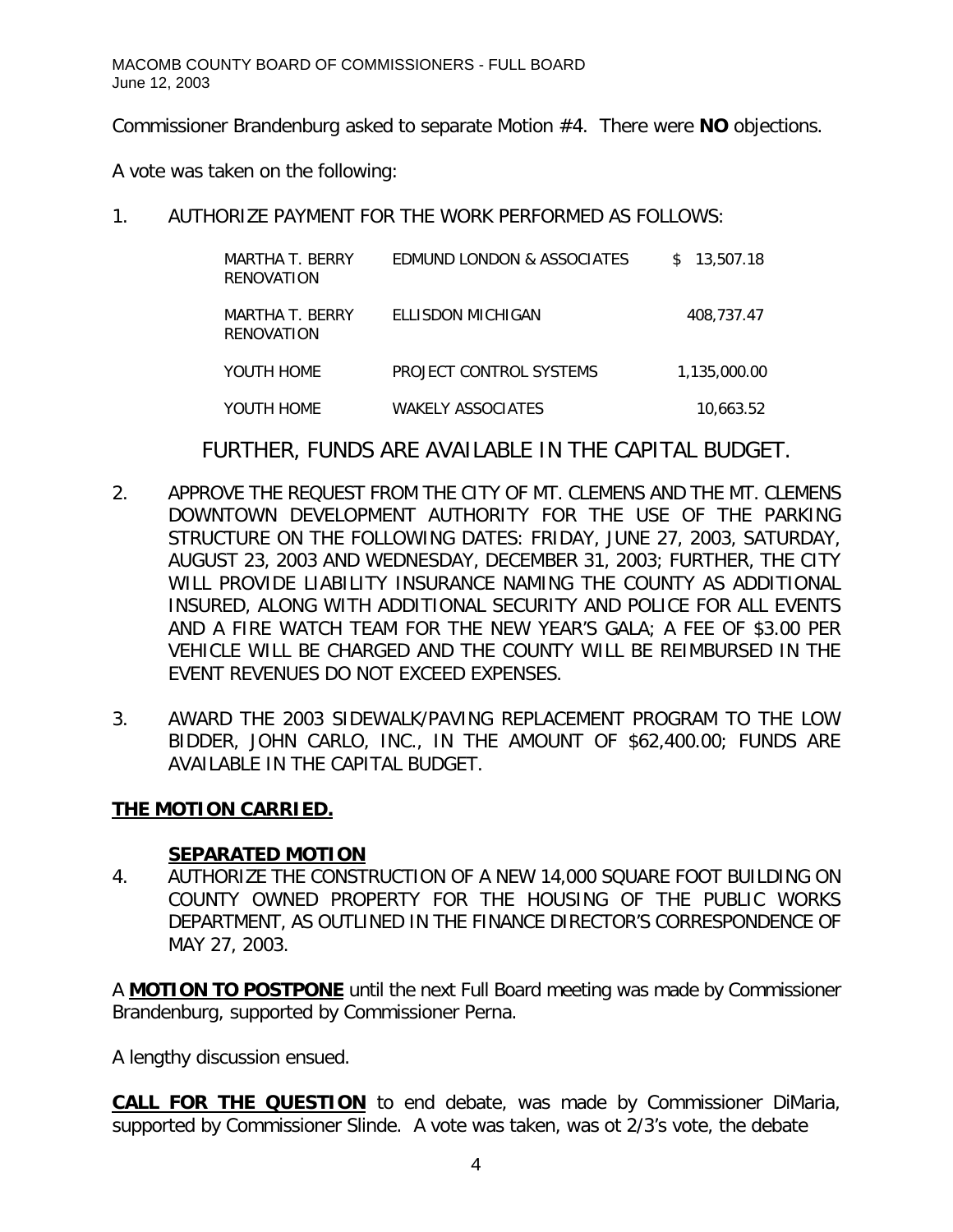Commissioner Brandenburg asked to separate Motion #4. There were **NO** objections.

A vote was taken on the following:

1. AUTHORIZE PAYMENT FOR THE WORK PERFORMED AS FOLLOWS:

| | | |
|---|---|---|
| MARTHA T. BERRY RENOVATION | EDMUND LONDON & ASSOCIATES | $ 13,507.18 |
| MARTHA T. BERRY RENOVATION | ELLISDON MICHIGAN | 408,737.47 |
| YOUTH HOME | PROJECT CONTROL SYSTEMS | 1,135,000.00 |
| YOUTH HOME | WAKELY ASSOCIATES | 10,663.52 |

FURTHER, FUNDS ARE AVAILABLE IN THE CAPITAL BUDGET.

2. APPROVE THE REQUEST FROM THE CITY OF MT. CLEMENS AND THE MT. CLEMENS DOWNTOWN DEVELOPMENT AUTHORITY FOR THE USE OF THE PARKING STRUCTURE ON THE FOLLOWING DATES: FRIDAY, JUNE 27, 2003, SATURDAY, AUGUST 23, 2003 AND WEDNESDAY, DECEMBER 31, 2003; FURTHER, THE CITY WILL PROVIDE LIABILITY INSURANCE NAMING THE COUNTY AS ADDITIONAL INSURED, ALONG WITH ADDITIONAL SECURITY AND POLICE FOR ALL EVENTS AND A FIRE WATCH TEAM FOR THE NEW YEAR'S GALA; A FEE OF $3.00 PER VEHICLE WILL BE CHARGED AND THE COUNTY WILL BE REIMBURSED IN THE EVENT REVENUES DO NOT EXCEED EXPENSES.

3. AWARD THE 2003 SIDEWALK/PAVING REPLACEMENT PROGRAM TO THE LOW BIDDER, JOHN CARLO, INC., IN THE AMOUNT OF $62,400.00; FUNDS ARE AVAILABLE IN THE CAPITAL BUDGET.

**THE MOTION CARRIED.**

**SEPARATED MOTION**

4. AUTHORIZE THE CONSTRUCTION OF A NEW 14,000 SQUARE FOOT BUILDING ON COUNTY OWNED PROPERTY FOR THE HOUSING OF THE PUBLIC WORKS DEPARTMENT, AS OUTLINED IN THE FINANCE DIRECTOR'S CORRESPONDENCE OF MAY 27, 2003.

A **MOTION TO POSTPONE** until the next Full Board meeting was made by Commissioner Brandenburg, supported by Commissioner Perna.

A lengthy discussion ensued.

**CALL FOR THE QUESTION** to end debate, was made by Commissioner DiMaria, supported by Commissioner Slinde. A vote was taken, was ot 2/3's vote, the debate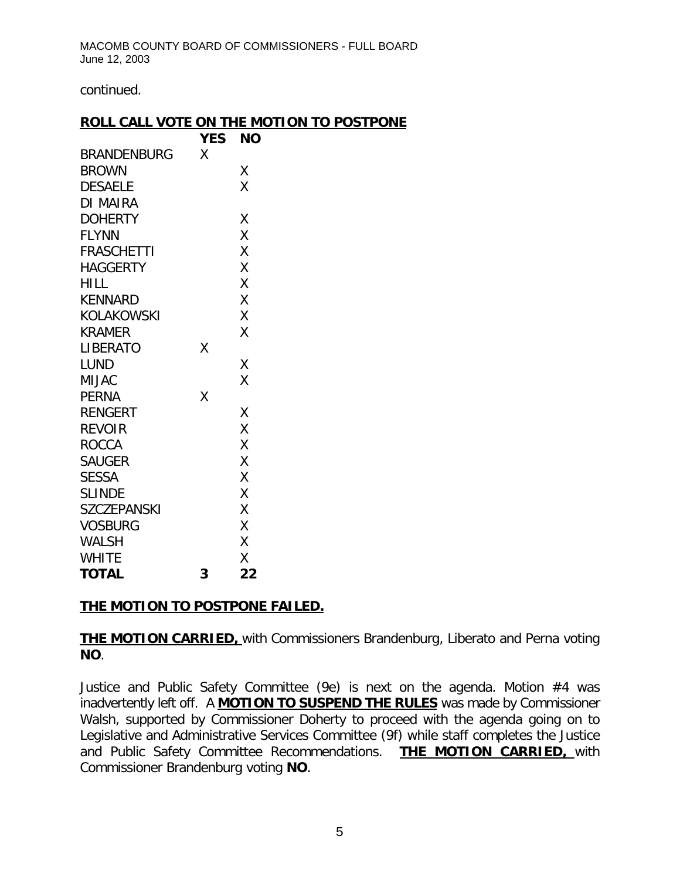continued.

## ROLL CALL VOTE ON THE MOTION TO POSTPONE

| | YES | NO |
|---|---|---|
| BRANDENBURG | X | |
| BROWN | | X |
| DESAELE | | X |
| DI MAIRA | | |
| DOHERTY | | X |
| FLYNN | | X |
| FRASCHETTI | | X |
| HAGGERTY | | X |
| HILL | | X |
| KENNARD | | X |
| KOLAKOWSKI | | X |
| KRAMER | | X |
| LIBERATO | X | |
| LUND | | X |
| MIJAC | | X |
| PERNA | X | |
| RENGERT | | X |
| REVOIR | | X |
| ROCCA | | X |
| SAUGER | | X |
| SESSA | | X |
| SLINDE | | X |
| SZCZEPANSKI | | X |
| VOSBURG | | X |
| WALSH | | X |
| WHITE | | X |
| **TOTAL** | **3** | **22** |

**THE MOTION TO POSTPONE FAILED.**

**THE MOTION CARRIED,** with Commissioners Brandenburg, Liberato and Perna voting **NO**.

Justice and Public Safety Committee (9e) is next on the agenda. Motion #4 was inadvertently left off. A **MOTION TO SUSPEND THE RULES** was made by Commissioner Walsh, supported by Commissioner Doherty to proceed with the agenda going on to Legislative and Administrative Services Committee (9f) while staff completes the Justice and Public Safety Committee Recommendations. **THE MOTION CARRIED,** with Commissioner Brandenburg voting **NO**.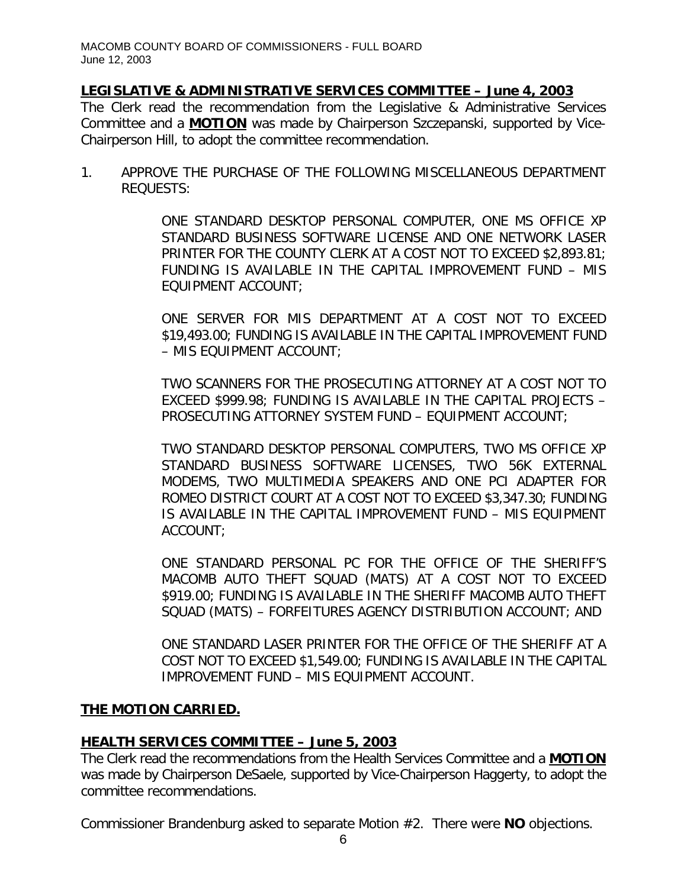## LEGISLATIVE & ADMINISTRATIVE SERVICES COMMITTEE – June 4, 2003

The Clerk read the recommendation from the Legislative & Administrative Services Committee and a **MOTION** was made by Chairperson Szczepanski, supported by Vice-Chairperson Hill, to adopt the committee recommendation.

1. APPROVE THE PURCHASE OF THE FOLLOWING MISCELLANEOUS DEPARTMENT REQUESTS:

   ONE STANDARD DESKTOP PERSONAL COMPUTER, ONE MS OFFICE XP STANDARD BUSINESS SOFTWARE LICENSE AND ONE NETWORK LASER PRINTER FOR THE COUNTY CLERK AT A COST NOT TO EXCEED $2,893.81; FUNDING IS AVAILABLE IN THE CAPITAL IMPROVEMENT FUND – MIS EQUIPMENT ACCOUNT;

   ONE SERVER FOR MIS DEPARTMENT AT A COST NOT TO EXCEED $19,493.00; FUNDING IS AVAILABLE IN THE CAPITAL IMPROVEMENT FUND – MIS EQUIPMENT ACCOUNT;

   TWO SCANNERS FOR THE PROSECUTING ATTORNEY AT A COST NOT TO EXCEED $999.98; FUNDING IS AVAILABLE IN THE CAPITAL PROJECTS – PROSECUTING ATTORNEY SYSTEM FUND – EQUIPMENT ACCOUNT;

   TWO STANDARD DESKTOP PERSONAL COMPUTERS, TWO MS OFFICE XP STANDARD BUSINESS SOFTWARE LICENSES, TWO 56K EXTERNAL MODEMS, TWO MULTIMEDIA SPEAKERS AND ONE PCI ADAPTER FOR ROMEO DISTRICT COURT AT A COST NOT TO EXCEED $3,347.30; FUNDING IS AVAILABLE IN THE CAPITAL IMPROVEMENT FUND – MIS EQUIPMENT ACCOUNT;

   ONE STANDARD PERSONAL PC FOR THE OFFICE OF THE SHERIFF'S MACOMB AUTO THEFT SQUAD (MATS) AT A COST NOT TO EXCEED $919.00; FUNDING IS AVAILABLE IN THE SHERIFF MACOMB AUTO THEFT SQUAD (MATS) – FORFEITURES AGENCY DISTRIBUTION ACCOUNT; AND

   ONE STANDARD LASER PRINTER FOR THE OFFICE OF THE SHERIFF AT A COST NOT TO EXCEED $1,549.00; FUNDING IS AVAILABLE IN THE CAPITAL IMPROVEMENT FUND – MIS EQUIPMENT ACCOUNT.

**THE MOTION CARRIED.**

## HEALTH SERVICES COMMITTEE – June 5, 2003

The Clerk read the recommendations from the Health Services Committee and a **MOTION** was made by Chairperson DeSaele, supported by Vice-Chairperson Haggerty, to adopt the committee recommendations.

Commissioner Brandenburg asked to separate Motion #2. There were **NO** objections.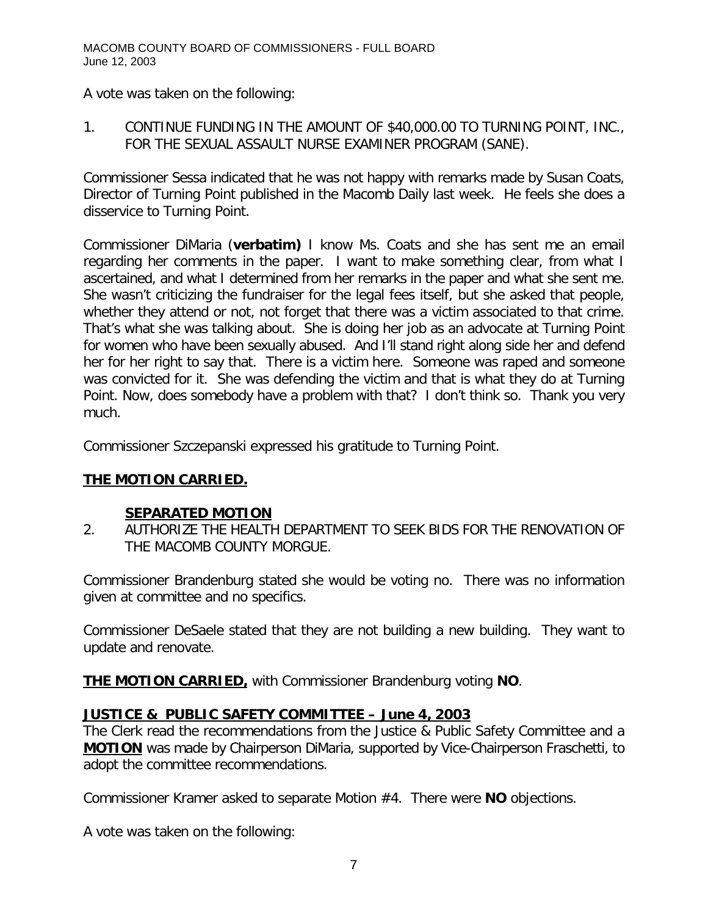A vote was taken on the following:

1. CONTINUE FUNDING IN THE AMOUNT OF $40,000.00 TO TURNING POINT, INC., FOR THE SEXUAL ASSAULT NURSE EXAMINER PROGRAM (SANE).

Commissioner Sessa indicated that he was not happy with remarks made by Susan Coats, Director of Turning Point published in the Macomb Daily last week. He feels she does a disservice to Turning Point.

Commissioner DiMaria (**verbatim)** I know Ms. Coats and she has sent me an email regarding her comments in the paper. I want to make something clear, from what I ascertained, and what I determined from her remarks in the paper and what she sent me. She wasn't criticizing the fundraiser for the legal fees itself, but she asked that people, whether they attend or not, not forget that there was a victim associated to that crime. That's what she was talking about. She is doing her job as an advocate at Turning Point for women who have been sexually abused. And I'll stand right along side her and defend her for her right to say that. There is a victim here. Someone was raped and someone was convicted for it. She was defending the victim and that is what they do at Turning Point. Now, does somebody have a problem with that? I don't think so. Thank you very much.

Commissioner Szczepanski expressed his gratitude to Turning Point.

**THE MOTION CARRIED.**

**SEPARATED MOTION**

2. AUTHORIZE THE HEALTH DEPARTMENT TO SEEK BIDS FOR THE RENOVATION OF THE MACOMB COUNTY MORGUE.

Commissioner Brandenburg stated she would be voting no. There was no information given at committee and no specifics.

Commissioner DeSaele stated that they are not building a new building. They want to update and renovate.

**THE MOTION CARRIED,** with Commissioner Brandenburg voting **NO**.

**JUSTICE & PUBLIC SAFETY COMMITTEE – June 4, 2003**

The Clerk read the recommendations from the Justice & Public Safety Committee and a **MOTION** was made by Chairperson DiMaria, supported by Vice-Chairperson Fraschetti, to adopt the committee recommendations.

Commissioner Kramer asked to separate Motion #4. There were **NO** objections.

A vote was taken on the following: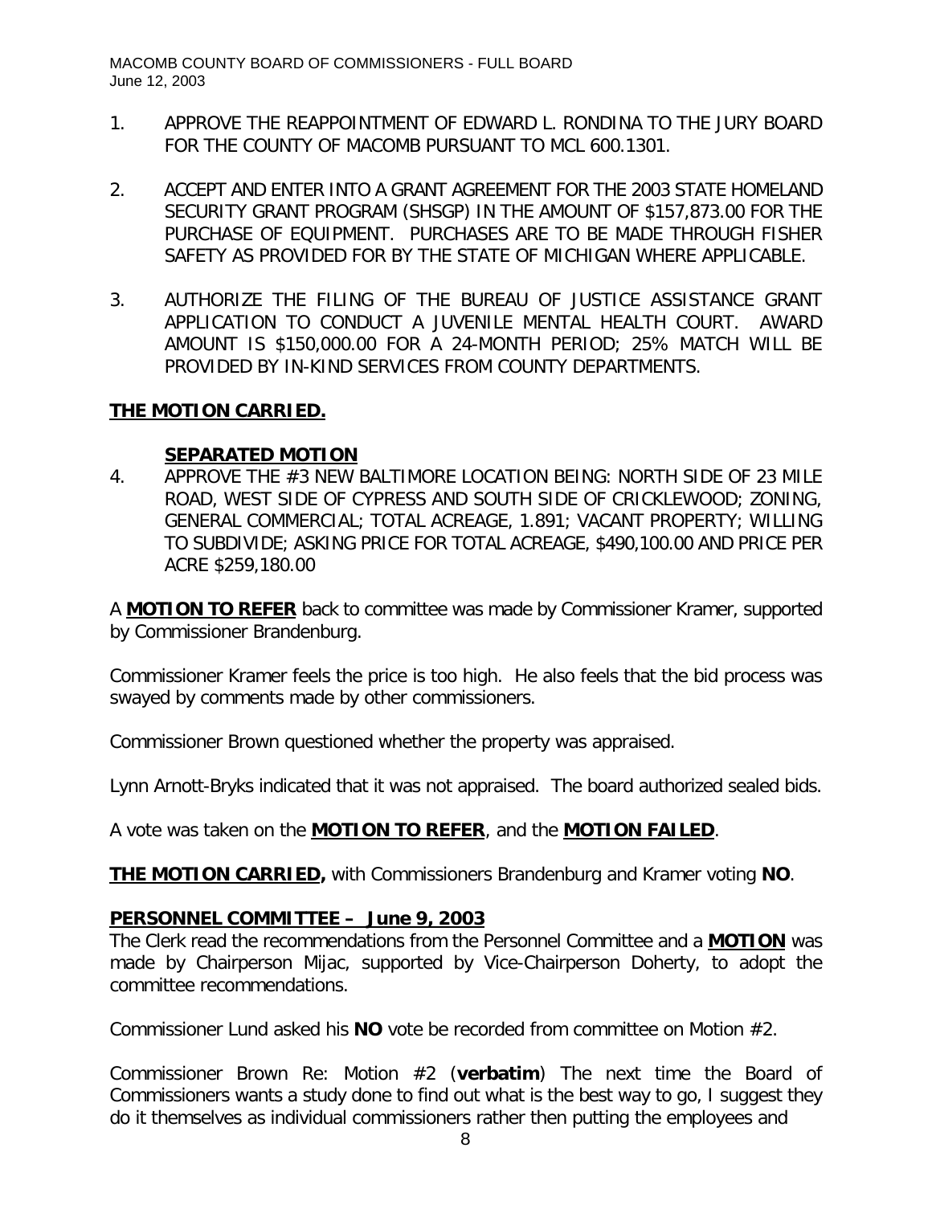1. APPROVE THE REAPPOINTMENT OF EDWARD L. RONDINA TO THE JURY BOARD FOR THE COUNTY OF MACOMB PURSUANT TO MCL 600.1301.

2. ACCEPT AND ENTER INTO A GRANT AGREEMENT FOR THE 2003 STATE HOMELAND SECURITY GRANT PROGRAM (SHSGP) IN THE AMOUNT OF $157,873.00 FOR THE PURCHASE OF EQUIPMENT. PURCHASES ARE TO BE MADE THROUGH FISHER SAFETY AS PROVIDED FOR BY THE STATE OF MICHIGAN WHERE APPLICABLE.

3. AUTHORIZE THE FILING OF THE BUREAU OF JUSTICE ASSISTANCE GRANT APPLICATION TO CONDUCT A JUVENILE MENTAL HEALTH COURT. AWARD AMOUNT IS $150,000.00 FOR A 24-MONTH PERIOD; 25% MATCH WILL BE PROVIDED BY IN-KIND SERVICES FROM COUNTY DEPARTMENTS.

**THE MOTION CARRIED.**

**SEPARATED MOTION**

4. APPROVE THE #3 NEW BALTIMORE LOCATION BEING: NORTH SIDE OF 23 MILE ROAD, WEST SIDE OF CYPRESS AND SOUTH SIDE OF CRICKLEWOOD; ZONING, GENERAL COMMERCIAL; TOTAL ACREAGE, 1.891; VACANT PROPERTY; WILLING TO SUBDIVIDE; ASKING PRICE FOR TOTAL ACREAGE, $490,100.00 AND PRICE PER ACRE $259,180.00

A **MOTION TO REFER** back to committee was made by Commissioner Kramer, supported by Commissioner Brandenburg.

Commissioner Kramer feels the price is too high. He also feels that the bid process was swayed by comments made by other commissioners.

Commissioner Brown questioned whether the property was appraised.

Lynn Arnott-Bryks indicated that it was not appraised. The board authorized sealed bids.

A vote was taken on the **MOTION TO REFER**, and the **MOTION FAILED**.

**THE MOTION CARRIED,** with Commissioners Brandenburg and Kramer voting **NO**.

**PERSONNEL COMMITTEE – June 9, 2003**

The Clerk read the recommendations from the Personnel Committee and a **MOTION** was made by Chairperson Mijac, supported by Vice-Chairperson Doherty, to adopt the committee recommendations.

Commissioner Lund asked his **NO** vote be recorded from committee on Motion #2.

Commissioner Brown Re: Motion #2 (**verbatim**) The next time the Board of Commissioners wants a study done to find out what is the best way to go, I suggest they do it themselves as individual commissioners rather then putting the employees and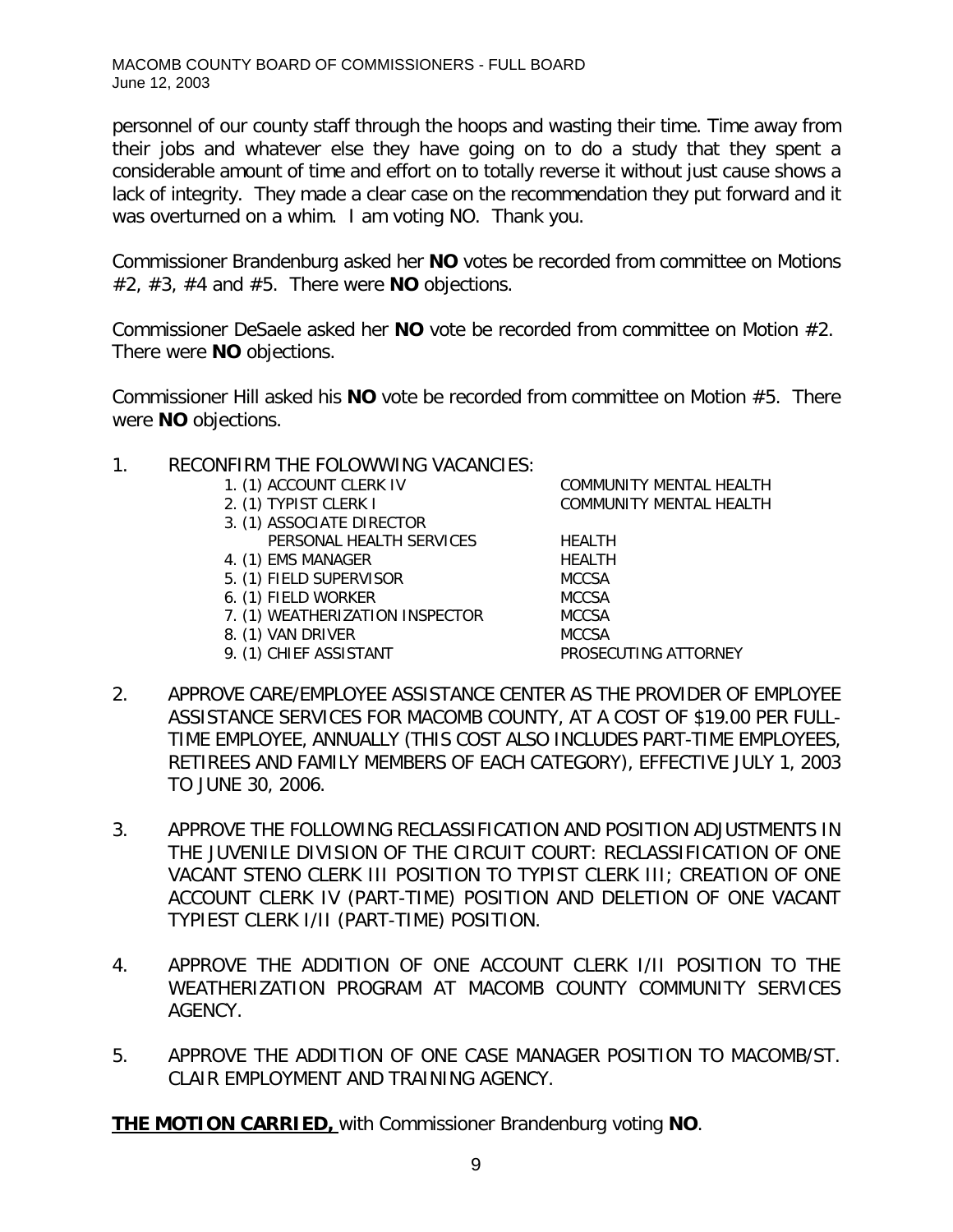personnel of our county staff through the hoops and wasting their time. Time away from their jobs and whatever else they have going on to do a study that they spent a considerable amount of time and effort on to totally reverse it without just cause shows a lack of integrity. They made a clear case on the recommendation they put forward and it was overturned on a whim. I am voting NO. Thank you.

Commissioner Brandenburg asked her **NO** votes be recorded from committee on Motions #2, #3, #4 and #5. There were **NO** objections.

Commissioner DeSaele asked her **NO** vote be recorded from committee on Motion #2. There were **NO** objections.

Commissioner Hill asked his **NO** vote be recorded from committee on Motion #5. There were **NO** objections.

1. RECONFIRM THE FOLOWWING VACANCIES:

| | |
|---|---|
| 1. (1) ACCOUNT CLERK IV | COMMUNITY MENTAL HEALTH |
| 2. (1) TYPIST CLERK I | COMMUNITY MENTAL HEALTH |
| 3. (1) ASSOCIATE DIRECTOR PERSONAL HEALTH SERVICES | HEALTH |
| 4. (1) EMS MANAGER | HEALTH |
| 5. (1) FIELD SUPERVISOR | MCCSA |
| 6. (1) FIELD WORKER | MCCSA |
| 7. (1) WEATHERIZATION INSPECTOR | MCCSA |
| 8. (1) VAN DRIVER | MCCSA |
| 9. (1) CHIEF ASSISTANT | PROSECUTING ATTORNEY |

2. APPROVE CARE/EMPLOYEE ASSISTANCE CENTER AS THE PROVIDER OF EMPLOYEE ASSISTANCE SERVICES FOR MACOMB COUNTY, AT A COST OF $19.00 PER FULL-TIME EMPLOYEE, ANNUALLY (THIS COST ALSO INCLUDES PART-TIME EMPLOYEES, RETIREES AND FAMILY MEMBERS OF EACH CATEGORY), EFFECTIVE JULY 1, 2003 TO JUNE 30, 2006.

3. APPROVE THE FOLLOWING RECLASSIFICATION AND POSITION ADJUSTMENTS IN THE JUVENILE DIVISION OF THE CIRCUIT COURT: RECLASSIFICATION OF ONE VACANT STENO CLERK III POSITION TO TYPIST CLERK III; CREATION OF ONE ACCOUNT CLERK IV (PART-TIME) POSITION AND DELETION OF ONE VACANT TYPIEST CLERK I/II (PART-TIME) POSITION.

4. APPROVE THE ADDITION OF ONE ACCOUNT CLERK I/II POSITION TO THE WEATHERIZATION PROGRAM AT MACOMB COUNTY COMMUNITY SERVICES AGENCY.

5. APPROVE THE ADDITION OF ONE CASE MANAGER POSITION TO MACOMB/ST. CLAIR EMPLOYMENT AND TRAINING AGENCY.

**THE MOTION CARRIED,** with Commissioner Brandenburg voting **NO**.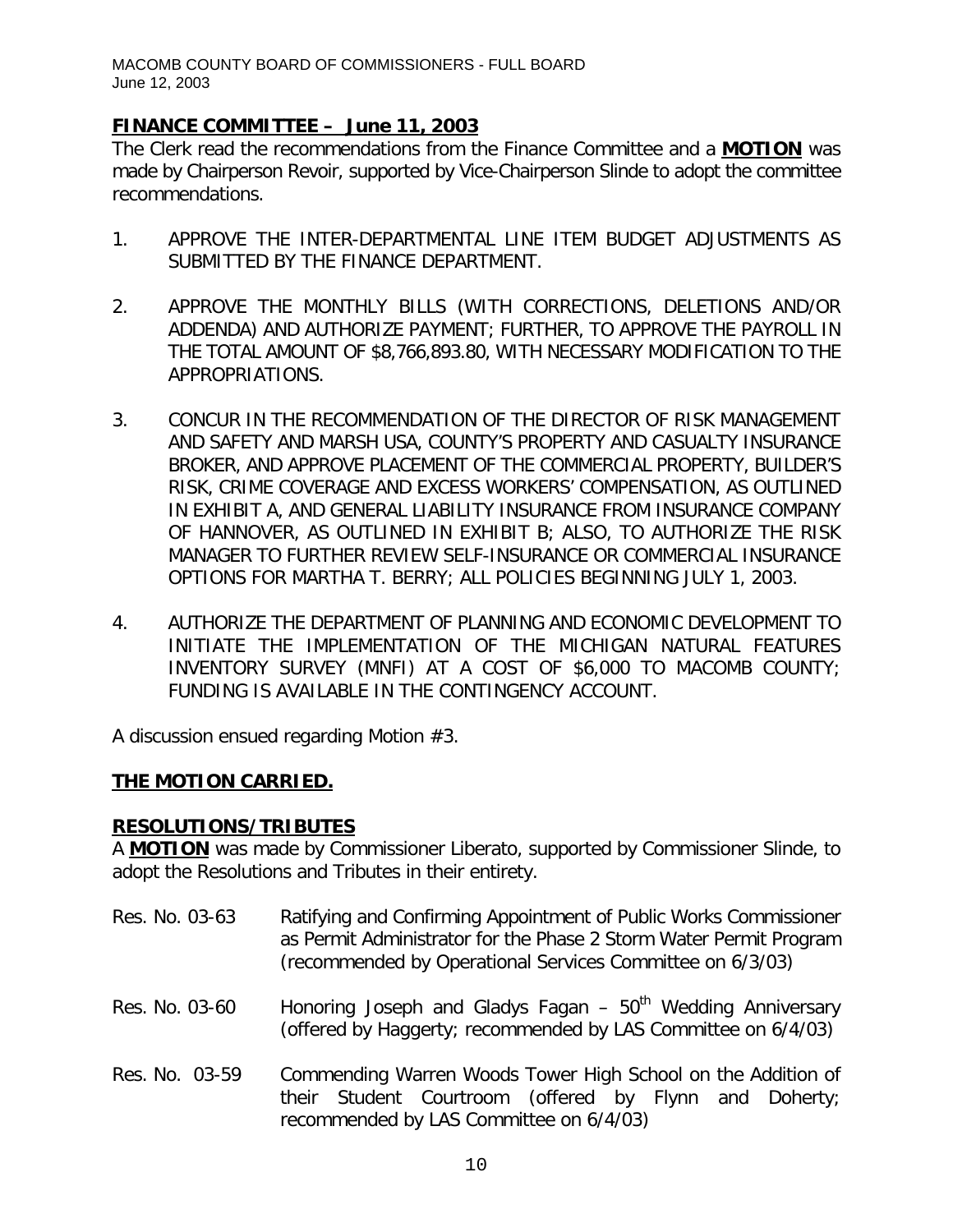## FINANCE COMMITTEE – June 11, 2003

The Clerk read the recommendations from the Finance Committee and a **MOTION** was made by Chairperson Revoir, supported by Vice-Chairperson Slinde to adopt the committee recommendations.

1. APPROVE THE INTER-DEPARTMENTAL LINE ITEM BUDGET ADJUSTMENTS AS SUBMITTED BY THE FINANCE DEPARTMENT.

2. APPROVE THE MONTHLY BILLS (WITH CORRECTIONS, DELETIONS AND/OR ADDENDA) AND AUTHORIZE PAYMENT; FURTHER, TO APPROVE THE PAYROLL IN THE TOTAL AMOUNT OF $8,766,893.80, WITH NECESSARY MODIFICATION TO THE APPROPRIATIONS.

3. CONCUR IN THE RECOMMENDATION OF THE DIRECTOR OF RISK MANAGEMENT AND SAFETY AND MARSH USA, COUNTY'S PROPERTY AND CASUALTY INSURANCE BROKER, AND APPROVE PLACEMENT OF THE COMMERCIAL PROPERTY, BUILDER'S RISK, CRIME COVERAGE AND EXCESS WORKERS' COMPENSATION, AS OUTLINED IN EXHIBIT A, AND GENERAL LIABILITY INSURANCE FROM INSURANCE COMPANY OF HANNOVER, AS OUTLINED IN EXHIBIT B; ALSO, TO AUTHORIZE THE RISK MANAGER TO FURTHER REVIEW SELF-INSURANCE OR COMMERCIAL INSURANCE OPTIONS FOR MARTHA T. BERRY; ALL POLICIES BEGINNING JULY 1, 2003.

4. AUTHORIZE THE DEPARTMENT OF PLANNING AND ECONOMIC DEVELOPMENT TO INITIATE THE IMPLEMENTATION OF THE MICHIGAN NATURAL FEATURES INVENTORY SURVEY (MNFI) AT A COST OF $6,000 TO MACOMB COUNTY; FUNDING IS AVAILABLE IN THE CONTINGENCY ACCOUNT.

A discussion ensued regarding Motion #3.

**THE MOTION CARRIED.**

## RESOLUTIONS/TRIBUTES

A **MOTION** was made by Commissioner Liberato, supported by Commissioner Slinde, to adopt the Resolutions and Tributes in their entirety.

| | |
|---|---|
| Res. No. 03-63 | Ratifying and Confirming Appointment of Public Works Commissioner as Permit Administrator for the Phase 2 Storm Water Permit Program (recommended by Operational Services Committee on 6/3/03) |
| Res. No. 03-60 | Honoring Joseph and Gladys Fagan – 50th Wedding Anniversary (offered by Haggerty; recommended by LAS Committee on 6/4/03) |
| Res. No. 03-59 | Commending Warren Woods Tower High School on the Addition of their Student Courtroom (offered by Flynn and Doherty; recommended by LAS Committee on 6/4/03) |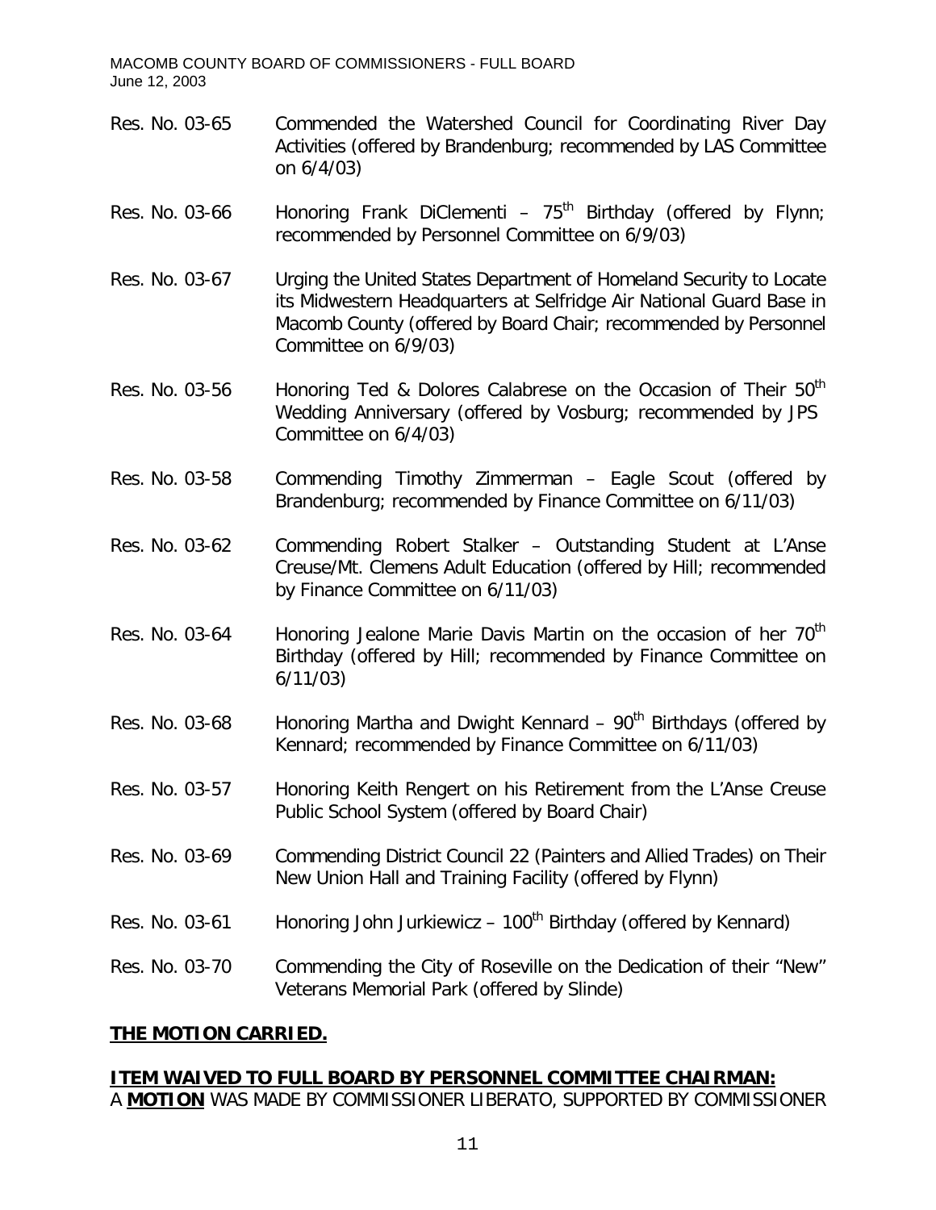Res. No. 03-65 Commended the Watershed Council for Coordinating River Day Activities (offered by Brandenburg; recommended by LAS Committee on 6/4/03)

Res. No. 03-66 Honoring Frank DiClementi – 75th Birthday (offered by Flynn; recommended by Personnel Committee on 6/9/03)

Res. No. 03-67 Urging the United States Department of Homeland Security to Locate its Midwestern Headquarters at Selfridge Air National Guard Base in Macomb County (offered by Board Chair; recommended by Personnel Committee on 6/9/03)

Res. No. 03-56 Honoring Ted & Dolores Calabrese on the Occasion of Their 50th Wedding Anniversary (offered by Vosburg; recommended by JPS Committee on 6/4/03)

Res. No. 03-58 Commending Timothy Zimmerman – Eagle Scout (offered by Brandenburg; recommended by Finance Committee on 6/11/03)

Res. No. 03-62 Commending Robert Stalker – Outstanding Student at L'Anse Creuse/Mt. Clemens Adult Education (offered by Hill; recommended by Finance Committee on 6/11/03)

Res. No. 03-64 Honoring Jealone Marie Davis Martin on the occasion of her 70th Birthday (offered by Hill; recommended by Finance Committee on 6/11/03)

Res. No. 03-68 Honoring Martha and Dwight Kennard – 90th Birthdays (offered by Kennard; recommended by Finance Committee on 6/11/03)

Res. No. 03-57 Honoring Keith Rengert on his Retirement from the L'Anse Creuse Public School System (offered by Board Chair)

Res. No. 03-69 Commending District Council 22 (Painters and Allied Trades) on Their New Union Hall and Training Facility (offered by Flynn)

Res. No. 03-61 Honoring John Jurkiewicz – 100th Birthday (offered by Kennard)

Res. No. 03-70 Commending the City of Roseville on the Dedication of their "New" Veterans Memorial Park (offered by Slinde)

**THE MOTION CARRIED.**

**ITEM WAIVED TO FULL BOARD BY PERSONNEL COMMITTEE CHAIRMAN:**

A **MOTION** WAS MADE BY COMMISSIONER LIBERATO, SUPPORTED BY COMMISSIONER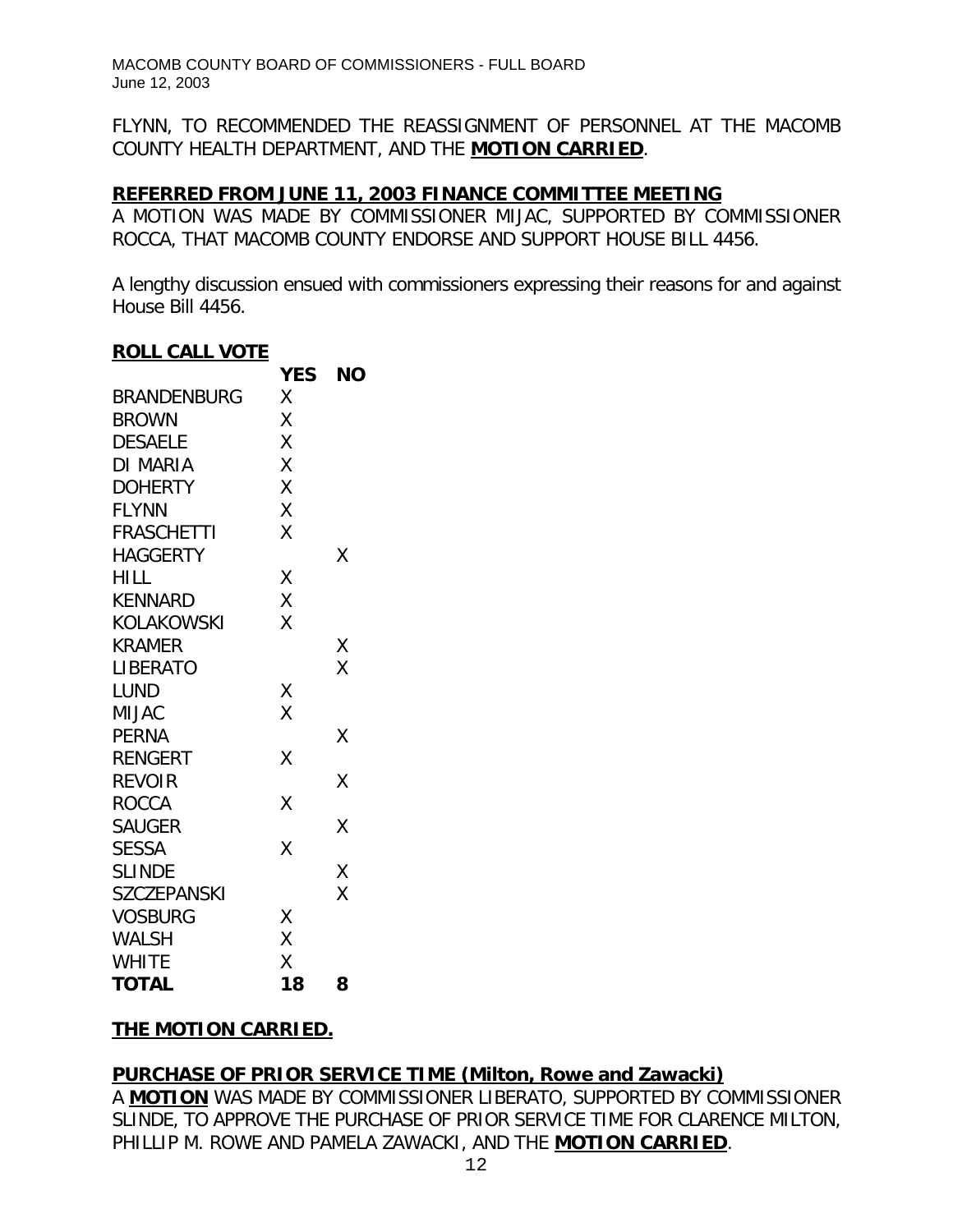FLYNN, TO RECOMMENDED THE REASSIGNMENT OF PERSONNEL AT THE MACOMB COUNTY HEALTH DEPARTMENT, AND THE **MOTION CARRIED**.

**REFERRED FROM JUNE 11, 2003 FINANCE COMMITTEE MEETING**

A MOTION WAS MADE BY COMMISSIONER MIJAC, SUPPORTED BY COMMISSIONER ROCCA, THAT MACOMB COUNTY ENDORSE AND SUPPORT HOUSE BILL 4456.

A lengthy discussion ensued with commissioners expressing their reasons for and against House Bill 4456.

**ROLL CALL VOTE**

| | YES | NO |
|---|---|---|
| BRANDENBURG | X | |
| BROWN | X | |
| DESAELE | X | |
| DI MARIA | X | |
| DOHERTY | X | |
| FLYNN | X | |
| FRASCHETTI | X | |
| HAGGERTY | | X |
| HILL | X | |
| KENNARD | X | |
| KOLAKOWSKI | X | |
| KRAMER | | X |
| LIBERATO | | X |
| LUND | X | |
| MIJAC | X | |
| PERNA | | X |
| RENGERT | X | |
| REVOIR | | X |
| ROCCA | X | |
| SAUGER | | X |
| SESSA | X | |
| SLINDE | | X |
| SZCZEPANSKI | | X |
| VOSBURG | X | |
| WALSH | X | |
| WHITE | X | |
| **TOTAL** | **18** | **8** |

**THE MOTION CARRIED.**

**PURCHASE OF PRIOR SERVICE TIME (Milton, Rowe and Zawacki)**

A **MOTION** WAS MADE BY COMMISSIONER LIBERATO, SUPPORTED BY COMMISSIONER SLINDE, TO APPROVE THE PURCHASE OF PRIOR SERVICE TIME FOR CLARENCE MILTON, PHILLIP M. ROWE AND PAMELA ZAWACKI, AND THE **MOTION CARRIED**.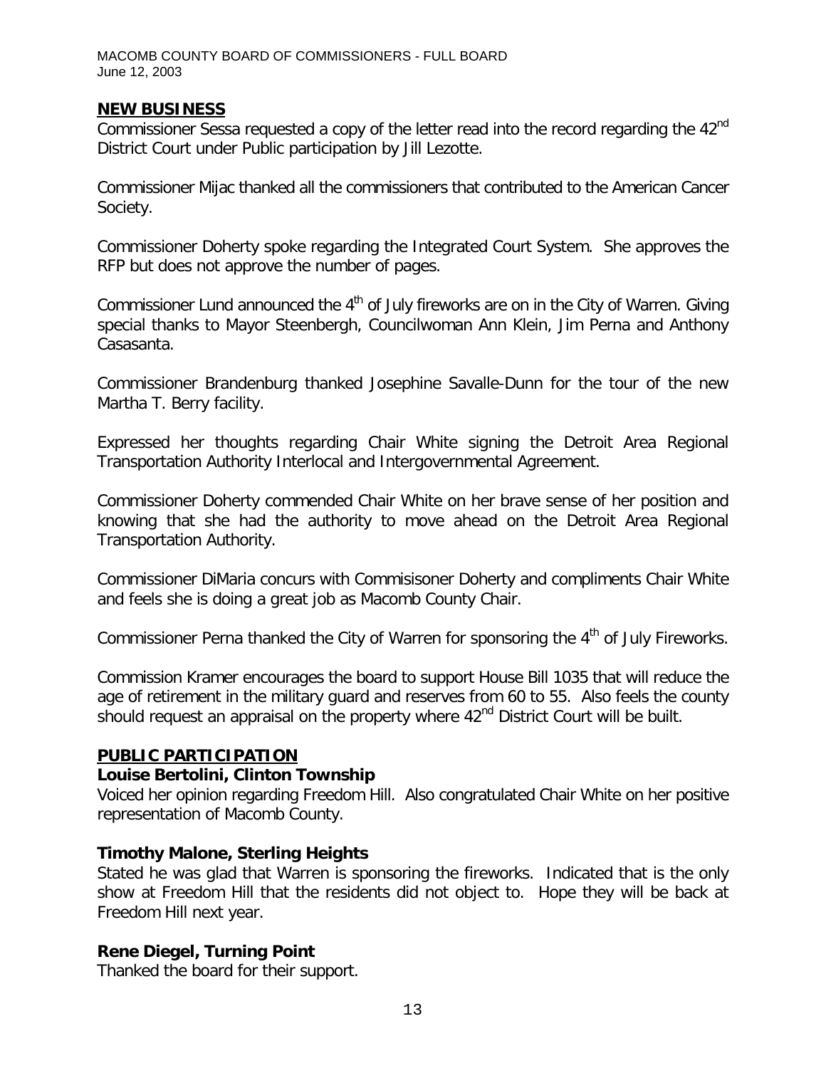## NEW BUSINESS

Commissioner Sessa requested a copy of the letter read into the record regarding the 42nd District Court under Public participation by Jill Lezotte.

Commissioner Mijac thanked all the commissioners that contributed to the American Cancer Society.

Commissioner Doherty spoke regarding the Integrated Court System. She approves the RFP but does not approve the number of pages.

Commissioner Lund announced the 4th of July fireworks are on in the City of Warren. Giving special thanks to Mayor Steenbergh, Councilwoman Ann Klein, Jim Perna and Anthony Casasanta.

Commissioner Brandenburg thanked Josephine Savalle-Dunn for the tour of the new Martha T. Berry facility.

Expressed her thoughts regarding Chair White signing the Detroit Area Regional Transportation Authority Interlocal and Intergovernmental Agreement.

Commissioner Doherty commended Chair White on her brave sense of her position and knowing that she had the authority to move ahead on the Detroit Area Regional Transportation Authority.

Commissioner DiMaria concurs with Commisisoner Doherty and compliments Chair White and feels she is doing a great job as Macomb County Chair.

Commissioner Perna thanked the City of Warren for sponsoring the 4th of July Fireworks.

Commission Kramer encourages the board to support House Bill 1035 that will reduce the age of retirement in the military guard and reserves from 60 to 55. Also feels the county should request an appraisal on the property where 42nd District Court will be built.

## PUBLIC PARTICIPATION

**Louise Bertolini, Clinton Township**

Voiced her opinion regarding Freedom Hill. Also congratulated Chair White on her positive representation of Macomb County.

**Timothy Malone, Sterling Heights**

Stated he was glad that Warren is sponsoring the fireworks. Indicated that is the only show at Freedom Hill that the residents did not object to. Hope they will be back at Freedom Hill next year.

**Rene Diegel, Turning Point**

Thanked the board for their support.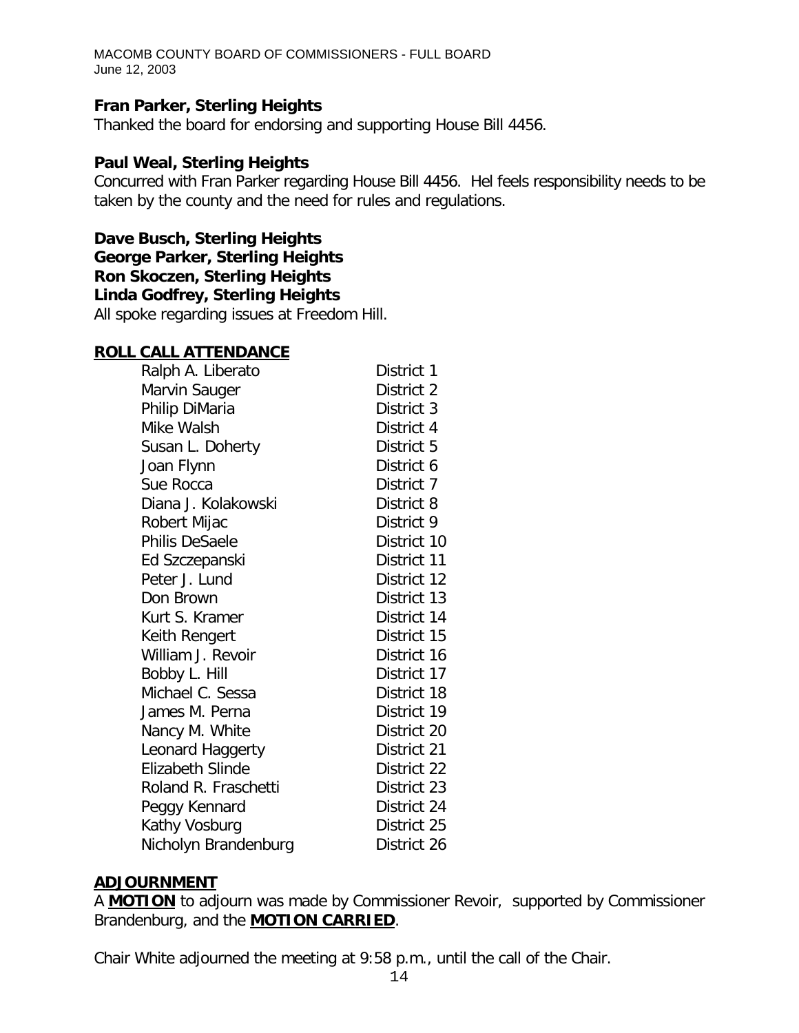**Fran Parker, Sterling Heights**
Thanked the board for endorsing and supporting House Bill 4456.

**Paul Weal, Sterling Heights**
Concurred with Fran Parker regarding House Bill 4456. Hel feels responsibility needs to be taken by the county and the need for rules and regulations.

**Dave Busch, Sterling Heights**
**George Parker, Sterling Heights**
**Ron Skoczen, Sterling Heights**
**Linda Godfrey, Sterling Heights**
All spoke regarding issues at Freedom Hill.

## ROLL CALL ATTENDANCE

| | |
|---|---|
| Ralph A. Liberato | District 1 |
| Marvin Sauger | District 2 |
| Philip DiMaria | District 3 |
| Mike Walsh | District 4 |
| Susan L. Doherty | District 5 |
| Joan Flynn | District 6 |
| Sue Rocca | District 7 |
| Diana J. Kolakowski | District 8 |
| Robert Mijac | District 9 |
| Philis DeSaele | District 10 |
| Ed Szczepanski | District 11 |
| Peter J. Lund | District 12 |
| Don Brown | District 13 |
| Kurt S. Kramer | District 14 |
| Keith Rengert | District 15 |
| William J. Revoir | District 16 |
| Bobby L. Hill | District 17 |
| Michael C. Sessa | District 18 |
| James M. Perna | District 19 |
| Nancy M. White | District 20 |
| Leonard Haggerty | District 21 |
| Elizabeth Slinde | District 22 |
| Roland R. Fraschetti | District 23 |
| Peggy Kennard | District 24 |
| Kathy Vosburg | District 25 |
| Nicholyn Brandenburg | District 26 |

## ADJOURNMENT

A **MOTION** to adjourn was made by Commissioner Revoir, supported by Commissioner Brandenburg, and the **MOTION CARRIED**.

Chair White adjourned the meeting at 9:58 p.m., until the call of the Chair.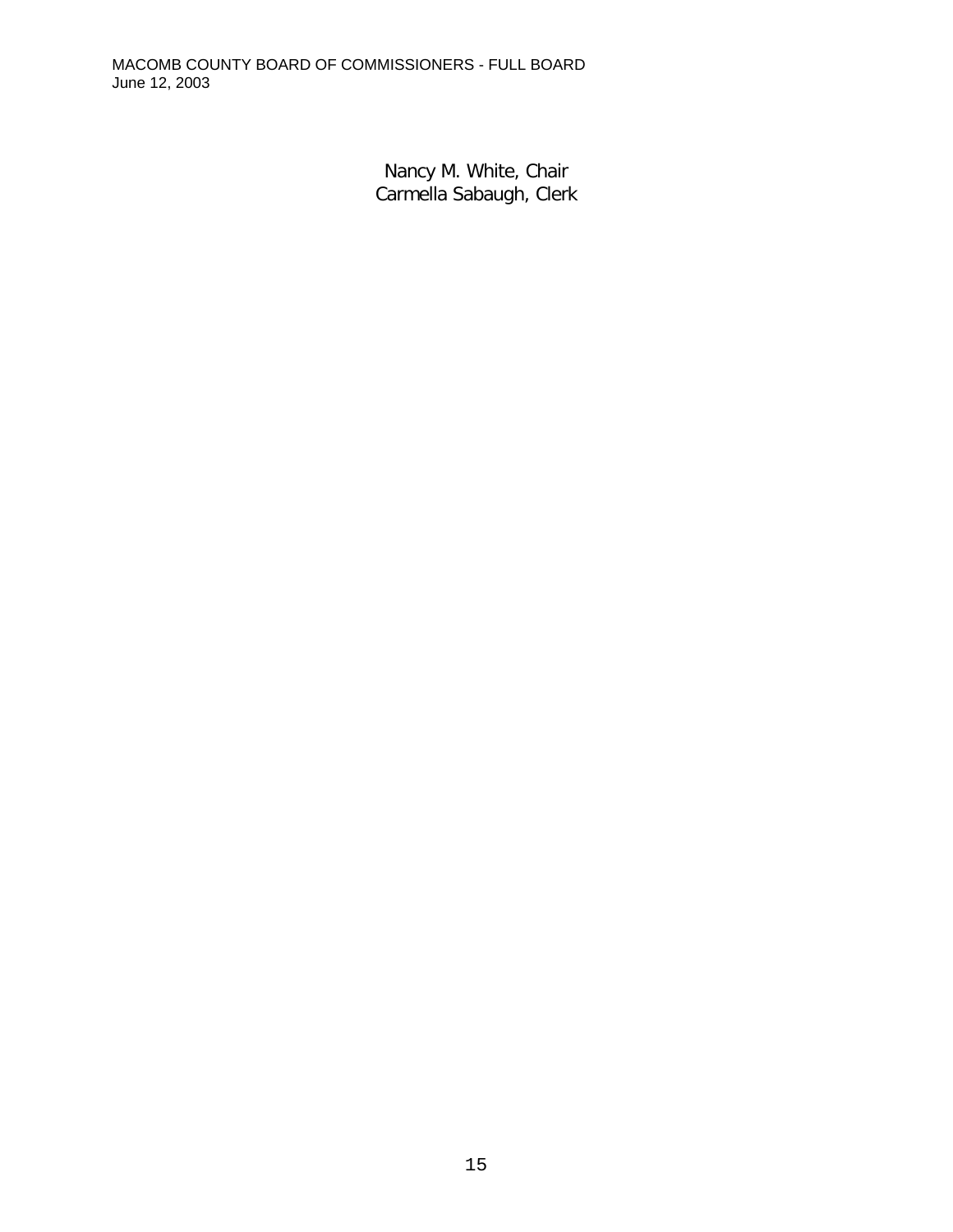Nancy M. White, Chair
Carmella Sabaugh, Clerk